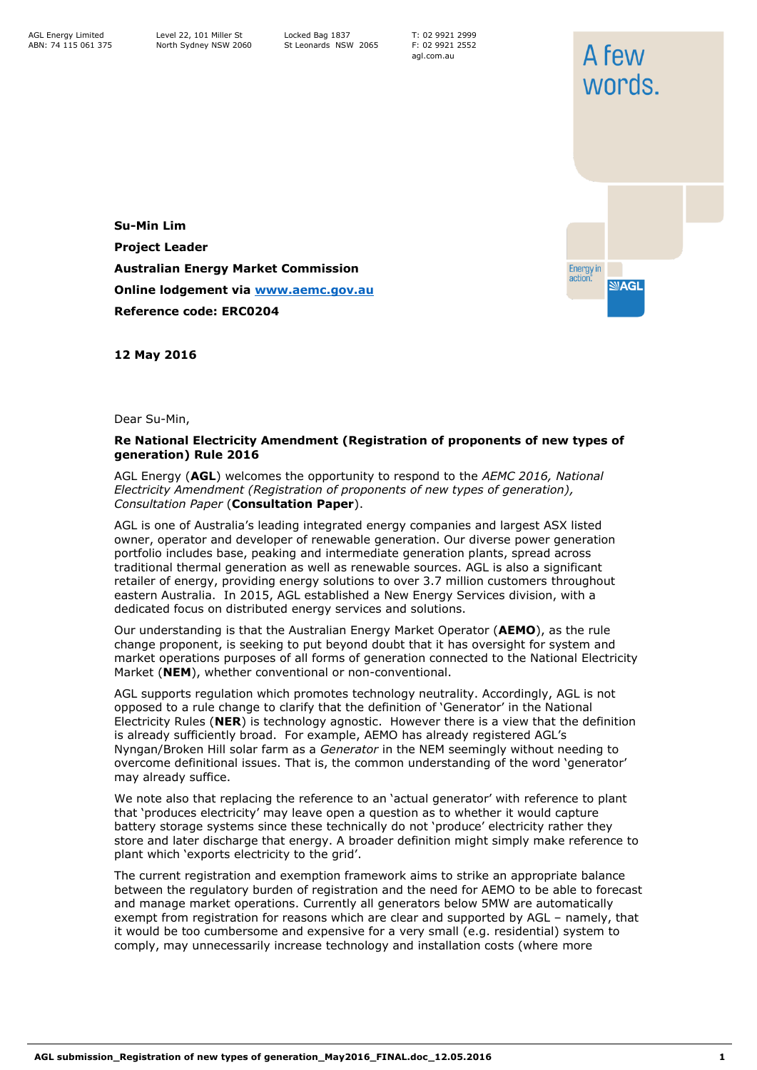AGL Energy Limited
ABN: 74 115 061 375

Level 22, 101 Miller St
North Sydney NSW 2060

Locked Bag 1837
St Leonards NSW 2065

T: 02 9921 2999
F: 02 9921 2552
agl.com.au

**Su-Min Lim**

**Project Leader**

**Australian Energy Market Commission**

**Online lodgement via [www.aemc.gov.au](www.aemc.gov.au)**

**Reference code: ERC0204**

**12 May 2016**

Dear Su-Min,

**Re National Electricity Amendment (Registration of proponents of new types of generation) Rule 2016**

AGL Energy (**AGL**) welcomes the opportunity to respond to the *AEMC 2016, National Electricity Amendment (Registration of proponents of new types of generation), Consultation Paper* (**Consultation Paper**).

AGL is one of Australia's leading integrated energy companies and largest ASX listed owner, operator and developer of renewable generation. Our diverse power generation portfolio includes base, peaking and intermediate generation plants, spread across traditional thermal generation as well as renewable sources. AGL is also a significant retailer of energy, providing energy solutions to over 3.7 million customers throughout eastern Australia. In 2015, AGL established a New Energy Services division, with a dedicated focus on distributed energy services and solutions.

Our understanding is that the Australian Energy Market Operator (**AEMO**), as the rule change proponent, is seeking to put beyond doubt that it has oversight for system and market operations purposes of all forms of generation connected to the National Electricity Market (**NEM**), whether conventional or non-conventional.

AGL supports regulation which promotes technology neutrality. Accordingly, AGL is not opposed to a rule change to clarify that the definition of 'Generator' in the National Electricity Rules (**NER**) is technology agnostic. However there is a view that the definition is already sufficiently broad. For example, AEMO has already registered AGL's Nyngan/Broken Hill solar farm as a *Generator* in the NEM seemingly without needing to overcome definitional issues. That is, the common understanding of the word 'generator' may already suffice.

We note also that replacing the reference to an 'actual generator' with reference to plant that 'produces electricity' may leave open a question as to whether it would capture battery storage systems since these technically do not 'produce' electricity rather they store and later discharge that energy. A broader definition might simply make reference to plant which 'exports electricity to the grid'.

The current registration and exemption framework aims to strike an appropriate balance between the regulatory burden of registration and the need for AEMO to be able to forecast and manage market operations. Currently all generators below 5MW are automatically exempt from registration for reasons which are clear and supported by AGL – namely, that it would be too cumbersome and expensive for a very small (e.g. residential) system to comply, may unnecessarily increase technology and installation costs (where more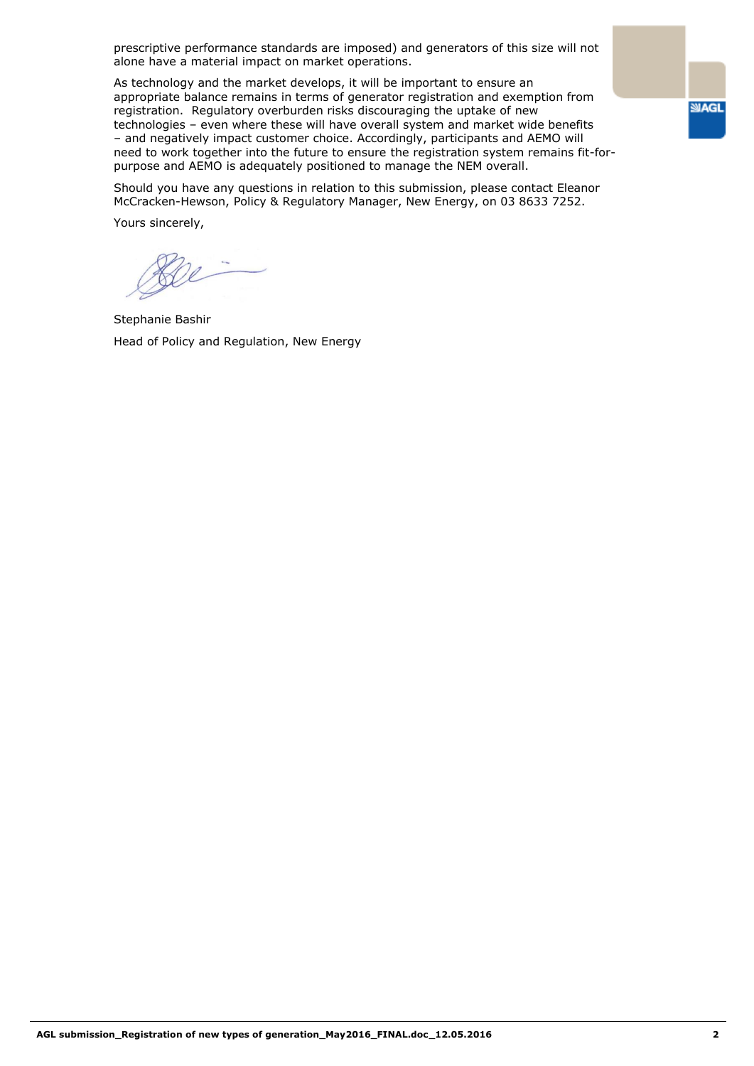prescriptive performance standards are imposed) and generators of this size will not alone have a material impact on market operations.

As technology and the market develops, it will be important to ensure an appropriate balance remains in terms of generator registration and exemption from registration. Regulatory overburden risks discouraging the uptake of new technologies – even where these will have overall system and market wide benefits – and negatively impact customer choice. Accordingly, participants and AEMO will need to work together into the future to ensure the registration system remains fit-for-purpose and AEMO is adequately positioned to manage the NEM overall.

Should you have any questions in relation to this submission, please contact Eleanor McCracken-Hewson, Policy & Regulatory Manager, New Energy, on 03 8633 7252.

Yours sincerely,

Stephanie Bashir

Head of Policy and Regulation, New Energy